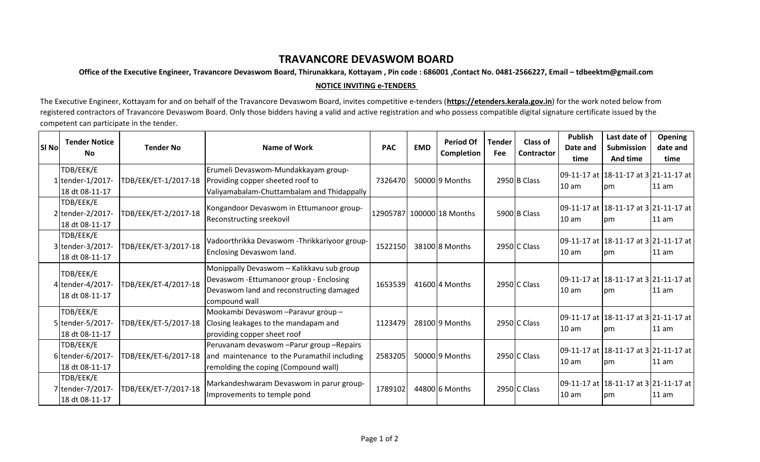# TRAVANCORE DEVASWOM BOARD

**Office of the Executive Engineer, Travancore Devaswom Board, Thirunakkara, Kottayam , Pin code : 686001 ,Contact No. 0481-2566227, Email – tdbeektm@gmail.com**

**NOTICE INVITING e-TENDERS**

The Executive Engineer, Kottayam for and on behalf of the Travancore Devaswom Board, invites competitive e-tenders (**https://etenders.kerala.gov.in**) for the work noted below from registered contractors of Travancore Devaswom Board. Only those bidders having a valid and active registration and who possess compatible digital signature certificate issued by the competent can participate in the tender.

| Sl No | Tender Notice No | Tender No | Name of Work | PAC | EMD | Period Of Completion | Tender Fee | Class of Contractor | Publish Date and time | Last date of Submission And time | Opening date and time |
|---|---|---|---|---|---|---|---|---|---|---|---|
| 1 | TDB/EEK/E tender-1/2017-18 dt 08-11-17 | TDB/EEK/ET-1/2017-18 | Erumeli Devaswom-Mundakkayam group-Providing copper sheeted roof to Valiyamabalam-Chuttambalam and Thidappally | 7326470 | 50000 | 9 Months | 2950 | B Class | 09-11-17 at 10 am | 18-11-17 at 3 pm | 21-11-17 at 11 am |
| 2 | TDB/EEK/E tender-2/2017-18 dt 08-11-17 | TDB/EEK/ET-2/2017-18 | Kongandoor Devaswom in Ettumanoor group-Reconstructing sreekovil | 12905787 | 100000 | 18 Months | 5900 | B Class | 09-11-17 at 10 am | 18-11-17 at 3 pm | 21-11-17 at 11 am |
| 3 | TDB/EEK/E tender-3/2017-18 dt 08-11-17 | TDB/EEK/ET-3/2017-18 | Vadoorthrikka Devaswom -Thrikkariyoor group-Enclosing Devaswom land. | 1522150 | 38100 | 8 Months | 2950 | C Class | 09-11-17 at 10 am | 18-11-17 at 3 pm | 21-11-17 at 11 am |
| 4 | TDB/EEK/E tender-4/2017-18 dt 08-11-17 | TDB/EEK/ET-4/2017-18 | Monippally Devaswom – Kalikkavu sub group Devaswom -Ettumanoor group - Enclosing Devaswom land and reconstructing damaged compound wall | 1653539 | 41600 | 4 Months | 2950 | C Class | 09-11-17 at 10 am | 18-11-17 at 3 pm | 21-11-17 at 11 am |
| 5 | TDB/EEK/E tender-5/2017-18 dt 08-11-17 | TDB/EEK/ET-5/2017-18 | Mookambi Devaswom –Paravur group – Closing leakages to the mandapam and providing copper sheet roof | 1123479 | 28100 | 9 Months | 2950 | C Class | 09-11-17 at 10 am | 18-11-17 at 3 pm | 21-11-17 at 11 am |
| 6 | TDB/EEK/E tender-6/2017-18 dt 08-11-17 | TDB/EEK/ET-6/2017-18 | Peruvanam devaswom –Parur group –Repairs and maintenance to the Puramathil including remolding the coping (Compound wall) | 2583205 | 50000 | 9 Months | 2950 | C Class | 09-11-17 at 10 am | 18-11-17 at 3 pm | 21-11-17 at 11 am |
| 7 | TDB/EEK/E tender-7/2017-18 dt 08-11-17 | TDB/EEK/ET-7/2017-18 | Markandeshwaram Devaswom in parur group-Improvements to temple pond | 1789102 | 44800 | 6 Months | 2950 | C Class | 09-11-17 at 10 am | 18-11-17 at 3 pm | 21-11-17 at 11 am |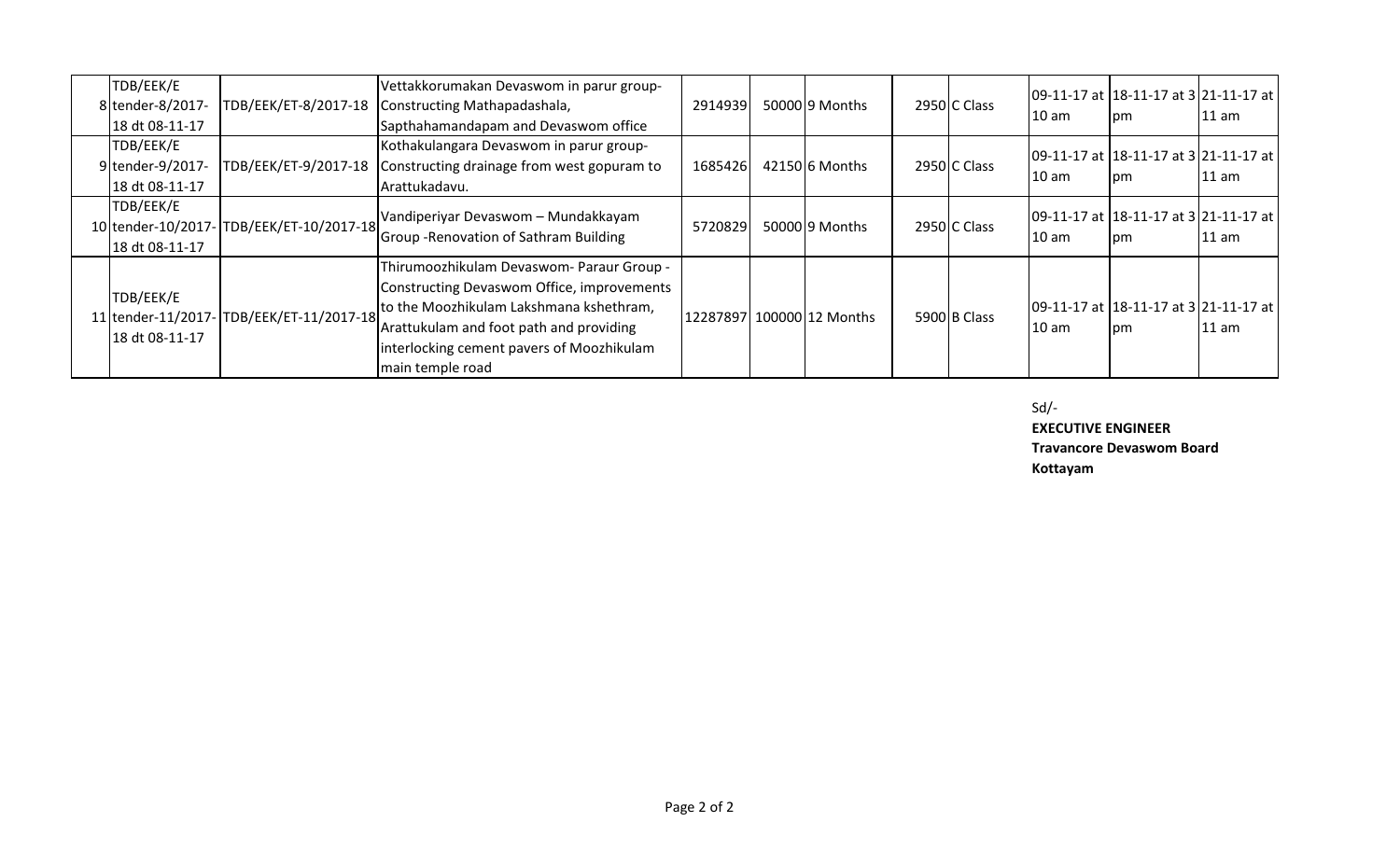| | | | | | | | | | | | | |
|---|---|---|---|---|---|---|---|---|---|---|---|---|
| 8 | TDB/EEK/E tender-8/2017-18 dt 08-11-17 | TDB/EEK/ET-8/2017-18 | Vettakkorumakan Devaswom in parur group- Constructing Mathapadashala, Sapthahamandapam and Devaswom office | 2914939 | | 50000 | 9 Months | | 2950 | C Class | 09-11-17 at 10 am | 18-11-17 at 3 pm | 21-11-17 at 11 am |
| 9 | TDB/EEK/E tender-9/2017-18 dt 08-11-17 | TDB/EEK/ET-9/2017-18 | Kothakulangara Devaswom in parur group- Constructing drainage from west gopuram to Arattukadavu. | 1685426 | | 42150 | 6 Months | | 2950 | C Class | 09-11-17 at 10 am | 18-11-17 at 3 pm | 21-11-17 at 11 am |
| 10 | TDB/EEK/E tender-10/2017-18 dt 08-11-17 | TDB/EEK/ET-10/2017-18 | Vandiperiyar Devaswom – Mundakkayam Group -Renovation of Sathram Building | 5720829 | | 50000 | 9 Months | | 2950 | C Class | 09-11-17 at 10 am | 18-11-17 at 3 pm | 21-11-17 at 11 am |
| 11 | TDB/EEK/E tender-11/2017-18 dt 08-11-17 | TDB/EEK/ET-11/2017-18 | Thirumoozhikulam Devaswom- Paraur Group - Constructing Devaswom Office, improvements to the Moozhikulam Lakshmana kshethram, Arattukulam and foot path and providing interlocking cement pavers of Moozhikulam main temple road | 12287897 | | 100000 | 12 Months | | 5900 | B Class | 09-11-17 at 10 am | 18-11-17 at 3 pm | 21-11-17 at 11 am |

Sd/-

**EXECUTIVE ENGINEER**
**Travancore Devaswom Board**
**Kottayam**